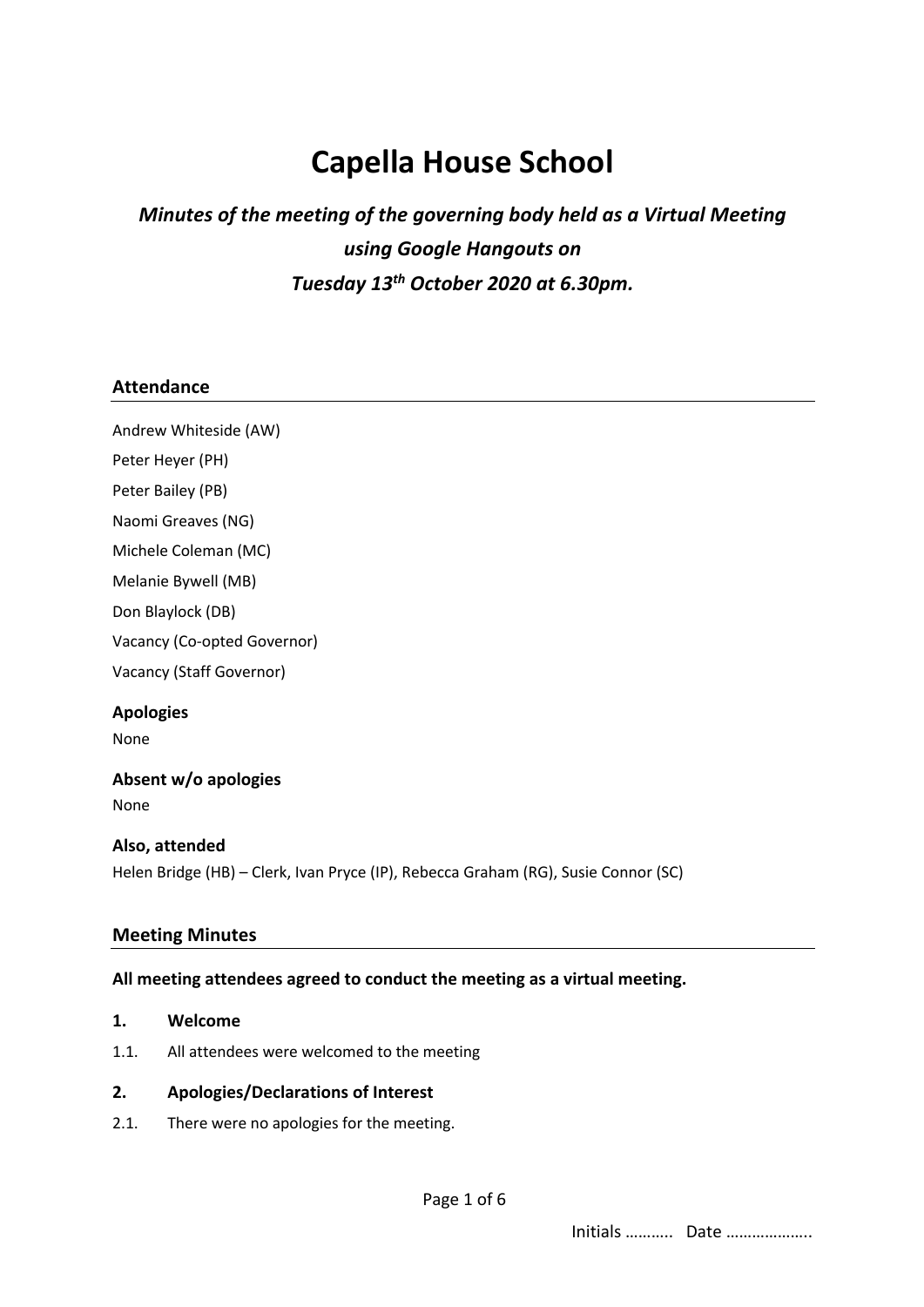# Capella House School

***Minutes of the meeting of the governing body held as a Virtual Meeting using Google Hangouts on Tuesday 13th October 2020 at 6.30pm.***

## Attendance

Andrew Whiteside (AW)

Peter Heyer (PH)

Peter Bailey (PB)

Naomi Greaves (NG)

Michele Coleman (MC)

Melanie Bywell (MB)

Don Blaylock (DB)

Vacancy (Co-opted Governor)

Vacancy (Staff Governor)

**Apologies**

None

**Absent w/o apologies**

None

**Also, attended**

Helen Bridge (HB) – Clerk, Ivan Pryce (IP), Rebecca Graham (RG), Susie Connor (SC)

## Meeting Minutes

**All meeting attendees agreed to conduct the meeting as a virtual meeting.**

**1. Welcome**

1.1. All attendees were welcomed to the meeting

**2. Apologies/Declarations of Interest**

2.1. There were no apologies for the meeting.

Initials ……….. Date ………………..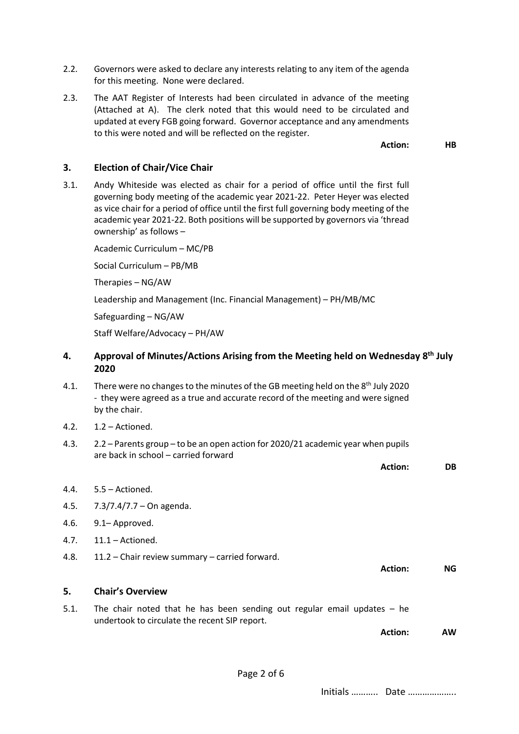2.2. Governors were asked to declare any interests relating to any item of the agenda for this meeting. None were declared.

2.3. The AAT Register of Interests had been circulated in advance of the meeting (Attached at A). The clerk noted that this would need to be circulated and updated at every FGB going forward. Governor acceptance and any amendments to this were noted and will be reflected on the register.

**Action: HB**

## 3. Election of Chair/Vice Chair

3.1. Andy Whiteside was elected as chair for a period of office until the first full governing body meeting of the academic year 2021-22. Peter Heyer was elected as vice chair for a period of office until the first full governing body meeting of the academic year 2021-22. Both positions will be supported by governors via 'thread ownership' as follows –

Academic Curriculum – MC/PB

Social Curriculum – PB/MB

Therapies – NG/AW

Leadership and Management (Inc. Financial Management) – PH/MB/MC

Safeguarding – NG/AW

Staff Welfare/Advocacy – PH/AW

## 4. Approval of Minutes/Actions Arising from the Meeting held on Wednesday 8th July 2020

4.1. There were no changes to the minutes of the GB meeting held on the 8th July 2020 - they were agreed as a true and accurate record of the meeting and were signed by the chair.

4.2. 1.2 – Actioned.

4.3. 2.2 – Parents group – to be an open action for 2020/21 academic year when pupils are back in school – carried forward

**Action: DB**

4.4. 5.5 – Actioned.

4.5. 7.3/7.4/7.7 – On agenda.

4.6. 9.1– Approved.

4.7. 11.1 – Actioned.

4.8. 11.2 – Chair review summary – carried forward.

**Action: NG**

## 5. Chair's Overview

5.1. The chair noted that he has been sending out regular email updates – he undertook to circulate the recent SIP report.

**Action: AW**

Initials ……….. Date ………………..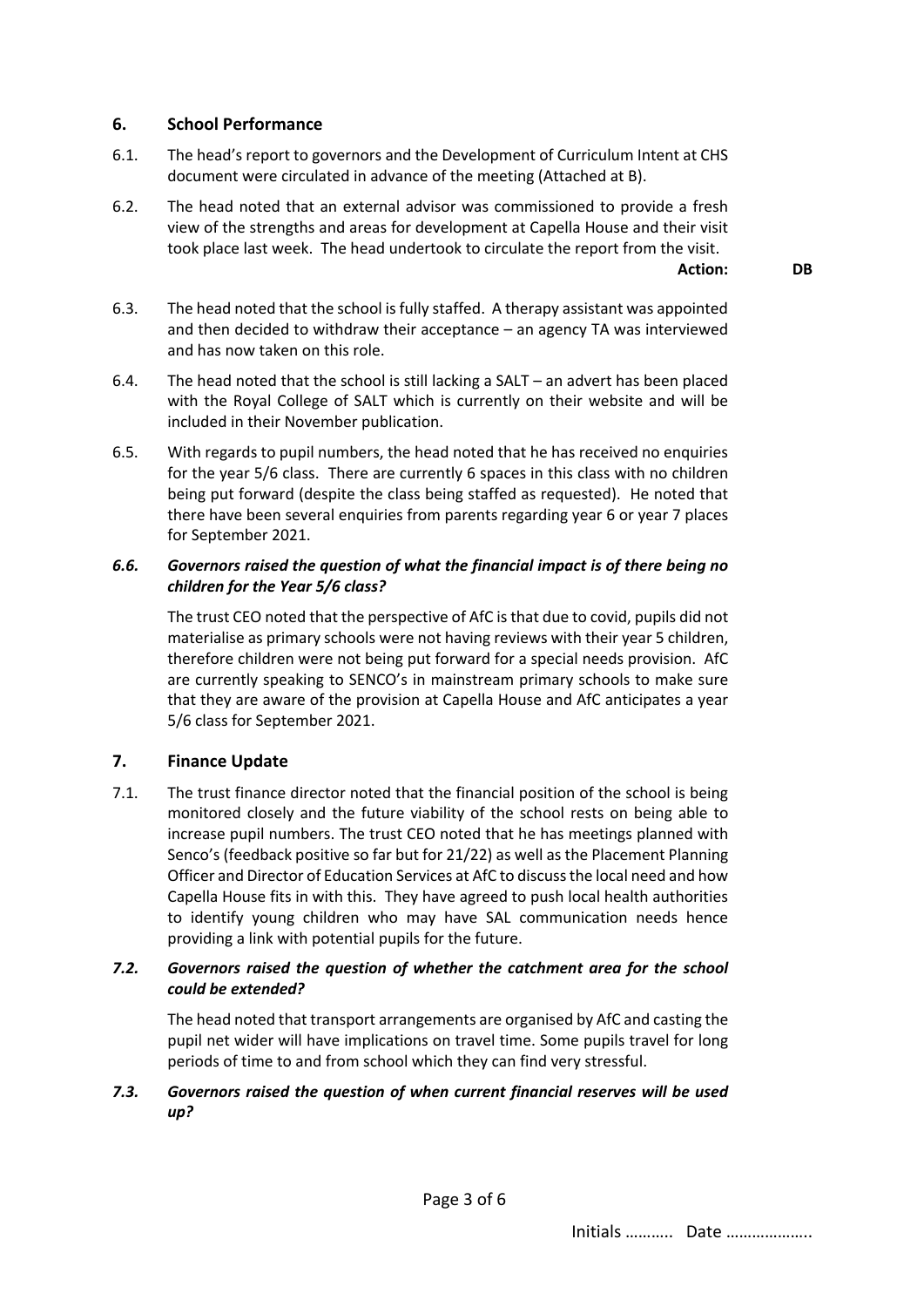## 6. School Performance

6.1. The head's report to governors and the Development of Curriculum Intent at CHS document were circulated in advance of the meeting (Attached at B).

6.2. The head noted that an external advisor was commissioned to provide a fresh view of the strengths and areas for development at Capella House and their visit took place last week. The head undertook to circulate the report from the visit.

**Action: DB**

6.3. The head noted that the school is fully staffed. A therapy assistant was appointed and then decided to withdraw their acceptance – an agency TA was interviewed and has now taken on this role.

6.4. The head noted that the school is still lacking a SALT – an advert has been placed with the Royal College of SALT which is currently on their website and will be included in their November publication.

6.5. With regards to pupil numbers, the head noted that he has received no enquiries for the year 5/6 class. There are currently 6 spaces in this class with no children being put forward (despite the class being staffed as requested). He noted that there have been several enquiries from parents regarding year 6 or year 7 places for September 2021.

***6.6. Governors raised the question of what the financial impact is of there being no children for the Year 5/6 class?***

The trust CEO noted that the perspective of AfC is that due to covid, pupils did not materialise as primary schools were not having reviews with their year 5 children, therefore children were not being put forward for a special needs provision. AfC are currently speaking to SENCO's in mainstream primary schools to make sure that they are aware of the provision at Capella House and AfC anticipates a year 5/6 class for September 2021.

## 7. Finance Update

7.1. The trust finance director noted that the financial position of the school is being monitored closely and the future viability of the school rests on being able to increase pupil numbers. The trust CEO noted that he has meetings planned with Senco's (feedback positive so far but for 21/22) as well as the Placement Planning Officer and Director of Education Services at AfC to discuss the local need and how Capella House fits in with this. They have agreed to push local health authorities to identify young children who may have SAL communication needs hence providing a link with potential pupils for the future.

***7.2. Governors raised the question of whether the catchment area for the school could be extended?***

The head noted that transport arrangements are organised by AfC and casting the pupil net wider will have implications on travel time. Some pupils travel for long periods of time to and from school which they can find very stressful.

***7.3. Governors raised the question of when current financial reserves will be used up?***

Initials ……….. Date ………………..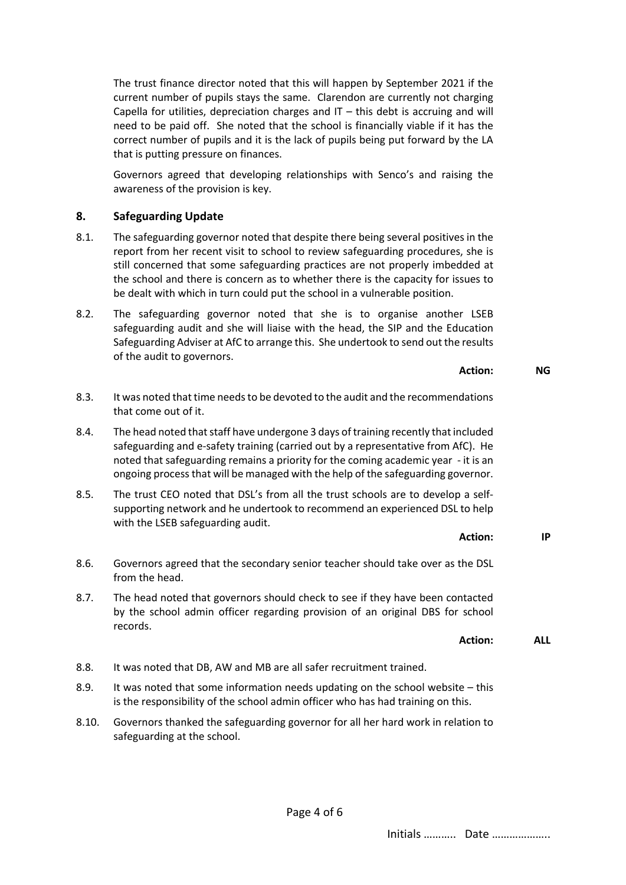The trust finance director noted that this will happen by September 2021 if the current number of pupils stays the same. Clarendon are currently not charging Capella for utilities, depreciation charges and IT – this debt is accruing and will need to be paid off. She noted that the school is financially viable if it has the correct number of pupils and it is the lack of pupils being put forward by the LA that is putting pressure on finances.

Governors agreed that developing relationships with Senco's and raising the awareness of the provision is key.

## 8. Safeguarding Update

8.1. The safeguarding governor noted that despite there being several positives in the report from her recent visit to school to review safeguarding procedures, she is still concerned that some safeguarding practices are not properly imbedded at the school and there is concern as to whether there is the capacity for issues to be dealt with which in turn could put the school in a vulnerable position.

8.2. The safeguarding governor noted that she is to organise another LSEB safeguarding audit and she will liaise with the head, the SIP and the Education Safeguarding Adviser at AfC to arrange this. She undertook to send out the results of the audit to governors.

**Action: NG**

8.3. It was noted that time needs to be devoted to the audit and the recommendations that come out of it.

8.4. The head noted that staff have undergone 3 days of training recently that included safeguarding and e-safety training (carried out by a representative from AfC). He noted that safeguarding remains a priority for the coming academic year - it is an ongoing process that will be managed with the help of the safeguarding governor.

8.5. The trust CEO noted that DSL's from all the trust schools are to develop a self-supporting network and he undertook to recommend an experienced DSL to help with the LSEB safeguarding audit.

**Action: IP**

8.6. Governors agreed that the secondary senior teacher should take over as the DSL from the head.

8.7. The head noted that governors should check to see if they have been contacted by the school admin officer regarding provision of an original DBS for school records.

**Action: ALL**

8.8. It was noted that DB, AW and MB are all safer recruitment trained.

8.9. It was noted that some information needs updating on the school website – this is the responsibility of the school admin officer who has had training on this.

8.10. Governors thanked the safeguarding governor for all her hard work in relation to safeguarding at the school.

Initials ……….. Date ………………..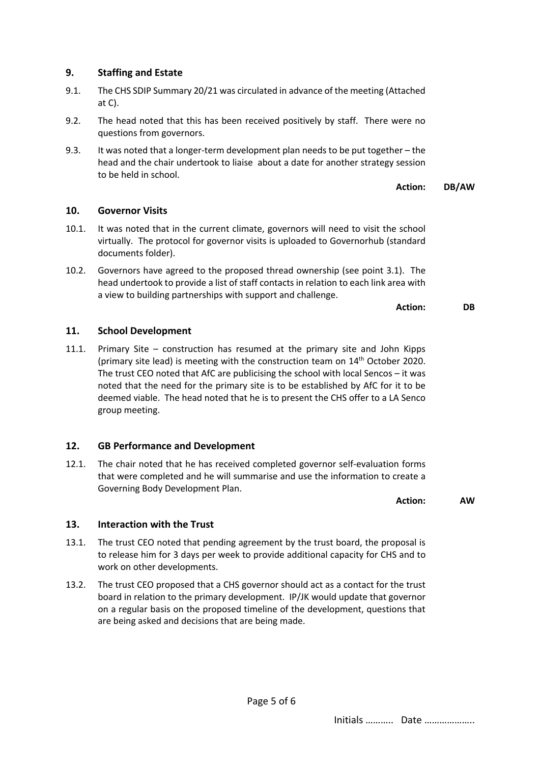## 9. Staffing and Estate

9.1. The CHS SDIP Summary 20/21 was circulated in advance of the meeting (Attached at C).

9.2. The head noted that this has been received positively by staff. There were no questions from governors.

9.3. It was noted that a longer-term development plan needs to be put together – the head and the chair undertook to liaise about a date for another strategy session to be held in school.

**Action: DB/AW**

## 10. Governor Visits

10.1. It was noted that in the current climate, governors will need to visit the school virtually. The protocol for governor visits is uploaded to Governorhub (standard documents folder).

10.2. Governors have agreed to the proposed thread ownership (see point 3.1). The head undertook to provide a list of staff contacts in relation to each link area with a view to building partnerships with support and challenge.

**Action: DB**

## 11. School Development

11.1. Primary Site – construction has resumed at the primary site and John Kipps (primary site lead) is meeting with the construction team on 14th October 2020. The trust CEO noted that AfC are publicising the school with local Sencos – it was noted that the need for the primary site is to be established by AfC for it to be deemed viable. The head noted that he is to present the CHS offer to a LA Senco group meeting.

## 12. GB Performance and Development

12.1. The chair noted that he has received completed governor self-evaluation forms that were completed and he will summarise and use the information to create a Governing Body Development Plan.

**Action: AW**

## 13. Interaction with the Trust

13.1. The trust CEO noted that pending agreement by the trust board, the proposal is to release him for 3 days per week to provide additional capacity for CHS and to work on other developments.

13.2. The trust CEO proposed that a CHS governor should act as a contact for the trust board in relation to the primary development. IP/JK would update that governor on a regular basis on the proposed timeline of the development, questions that are being asked and decisions that are being made.

Initials ……….. Date ……………….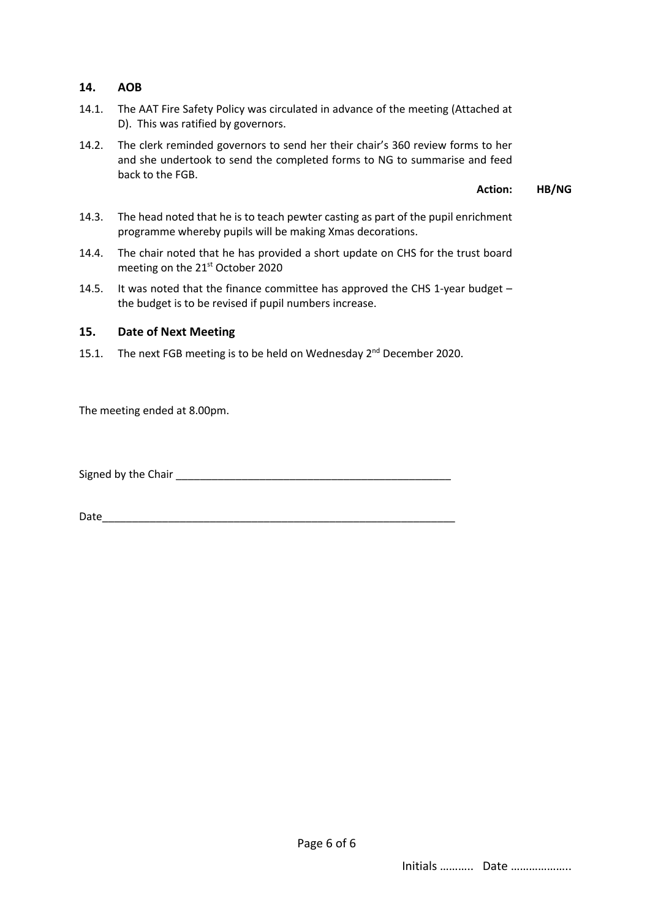## 14. AOB

14.1. The AAT Fire Safety Policy was circulated in advance of the meeting (Attached at D). This was ratified by governors.

14.2. The clerk reminded governors to send her their chair's 360 review forms to her and she undertook to send the completed forms to NG to summarise and feed back to the FGB.

**Action: HB/NG**

14.3. The head noted that he is to teach pewter casting as part of the pupil enrichment programme whereby pupils will be making Xmas decorations.

14.4. The chair noted that he has provided a short update on CHS for the trust board meeting on the 21st October 2020

14.5. It was noted that the finance committee has approved the CHS 1-year budget – the budget is to be revised if pupil numbers increase.

## 15. Date of Next Meeting

15.1. The next FGB meeting is to be held on Wednesday 2nd December 2020.

The meeting ended at 8.00pm.

Signed by the Chair ________________________________________________

Date____________________________________________________________

Initials ……….. Date ………………..